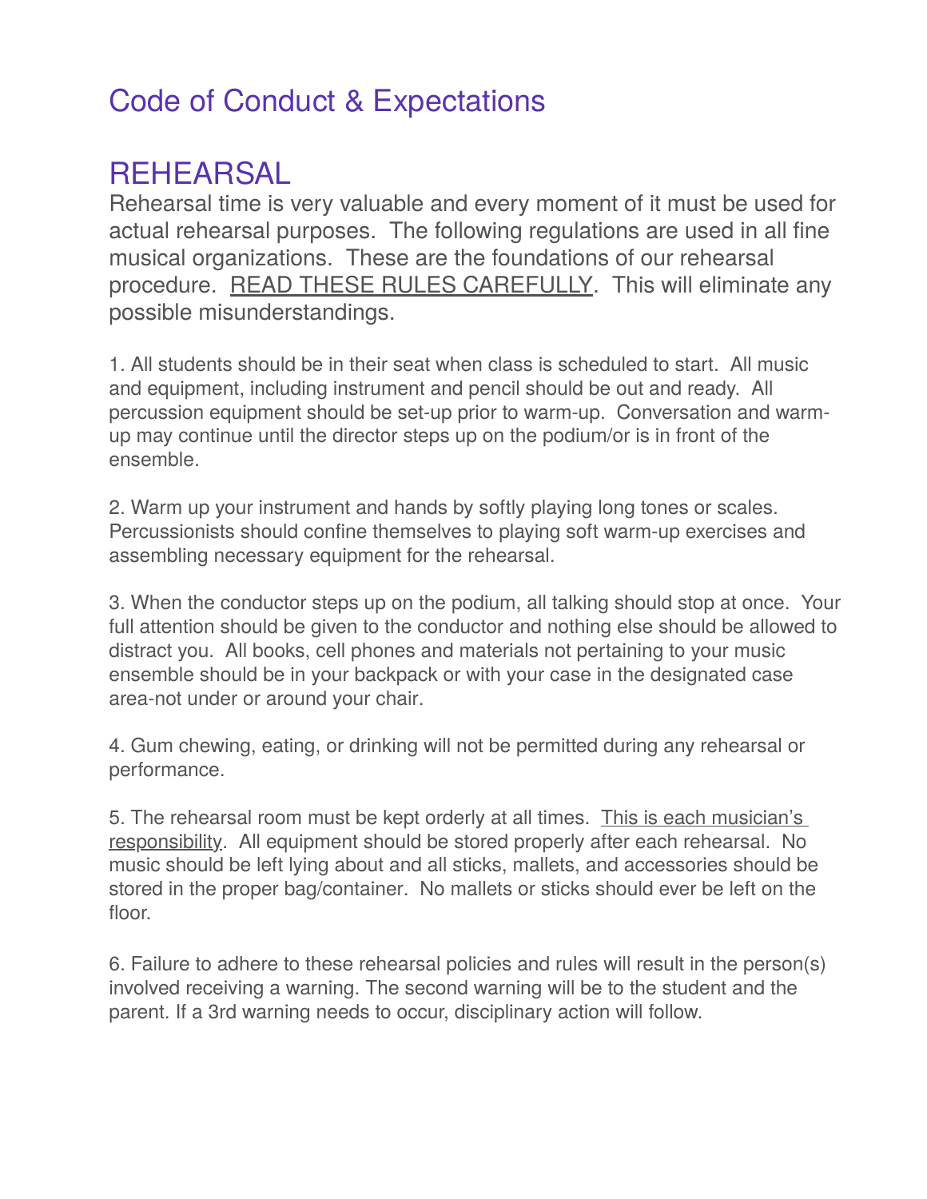# Code of Conduct & Expectations

## REHEARSAL

Rehearsal time is very valuable and every moment of it must be used for actual rehearsal purposes. The following regulations are used in all fine musical organizations. These are the foundations of our rehearsal procedure. <u>READ THESE RULES CAREFULLY</u>. This will eliminate any possible misunderstandings.

1. All students should be in their seat when class is scheduled to start. All music and equipment, including instrument and pencil should be out and ready. All percussion equipment should be set-up prior to warm-up. Conversation and warm-up may continue until the director steps up on the podium/or is in front of the ensemble.

2. Warm up your instrument and hands by softly playing long tones or scales. Percussionists should confine themselves to playing soft warm-up exercises and assembling necessary equipment for the rehearsal.

3. When the conductor steps up on the podium, all talking should stop at once. Your full attention should be given to the conductor and nothing else should be allowed to distract you. All books, cell phones and materials not pertaining to your music ensemble should be in your backpack or with your case in the designated case area-not under or around your chair.

4. Gum chewing, eating, or drinking will not be permitted during any rehearsal or performance.

5. The rehearsal room must be kept orderly at all times. <u>This is each musician's responsibility</u>. All equipment should be stored properly after each rehearsal. No music should be left lying about and all sticks, mallets, and accessories should be stored in the proper bag/container. No mallets or sticks should ever be left on the floor.

6. Failure to adhere to these rehearsal policies and rules will result in the person(s) involved receiving a warning. The second warning will be to the student and the parent. If a 3rd warning needs to occur, disciplinary action will follow.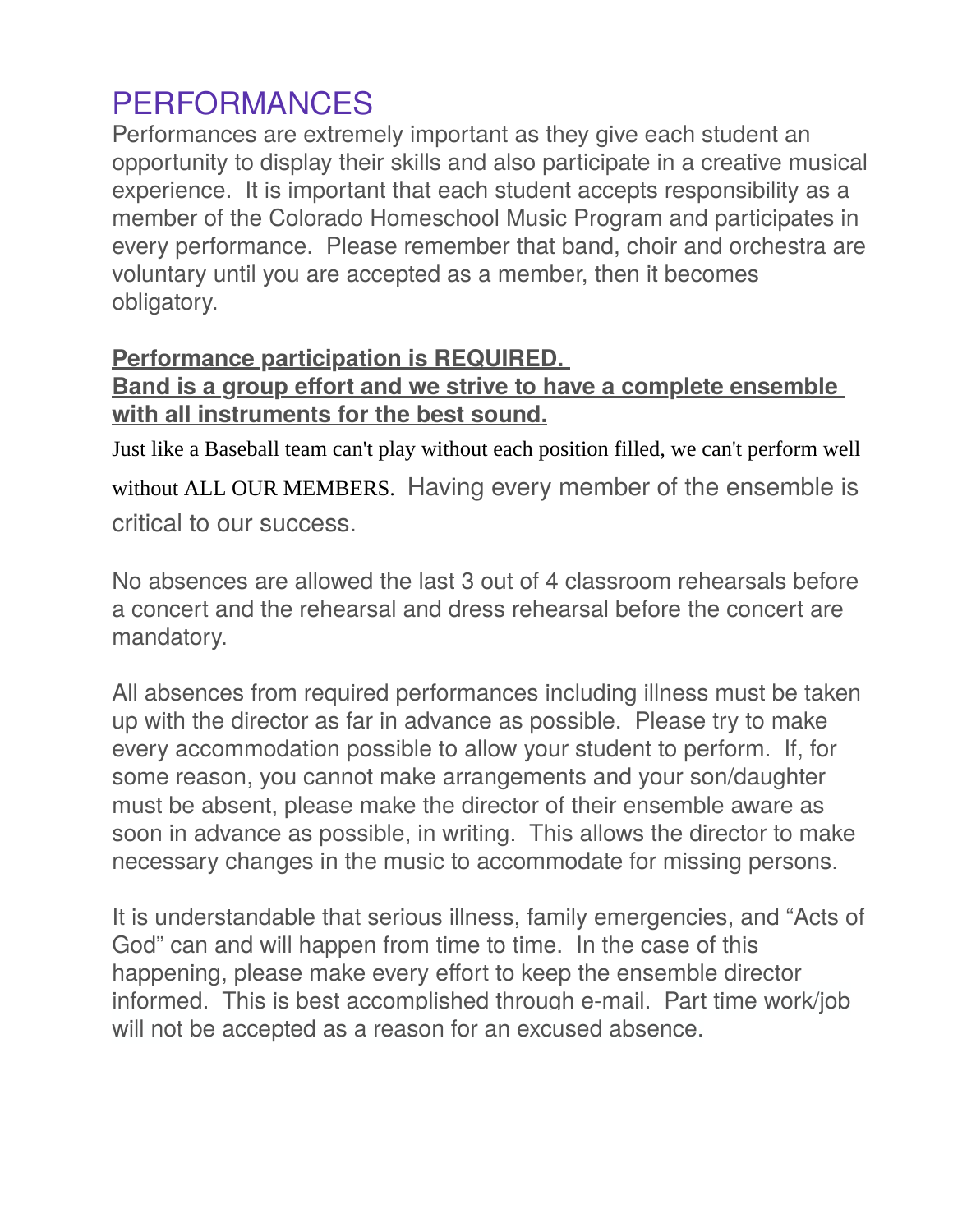# PERFORMANCES

Performances are extremely important as they give each student an opportunity to display their skills and also participate in a creative musical experience. It is important that each student accepts responsibility as a member of the Colorado Homeschool Music Program and participates in every performance. Please remember that band, choir and orchestra are voluntary until you are accepted as a member, then it becomes obligatory.

**Performance participation is REQUIRED.**
**Band is a group effort and we strive to have a complete ensemble with all instruments for the best sound.**

Just like a Baseball team can't play without each position filled, we can't perform well without ALL OUR MEMBERS. Having every member of the ensemble is critical to our success.

No absences are allowed the last 3 out of 4 classroom rehearsals before a concert and the rehearsal and dress rehearsal before the concert are mandatory.

All absences from required performances including illness must be taken up with the director as far in advance as possible. Please try to make every accommodation possible to allow your student to perform. If, for some reason, you cannot make arrangements and your son/daughter must be absent, please make the director of their ensemble aware as soon in advance as possible, in writing. This allows the director to make necessary changes in the music to accommodate for missing persons.

It is understandable that serious illness, family emergencies, and "Acts of God" can and will happen from time to time. In the case of this happening, please make every effort to keep the ensemble director informed. This is best accomplished through e-mail. Part time work/job will not be accepted as a reason for an excused absence.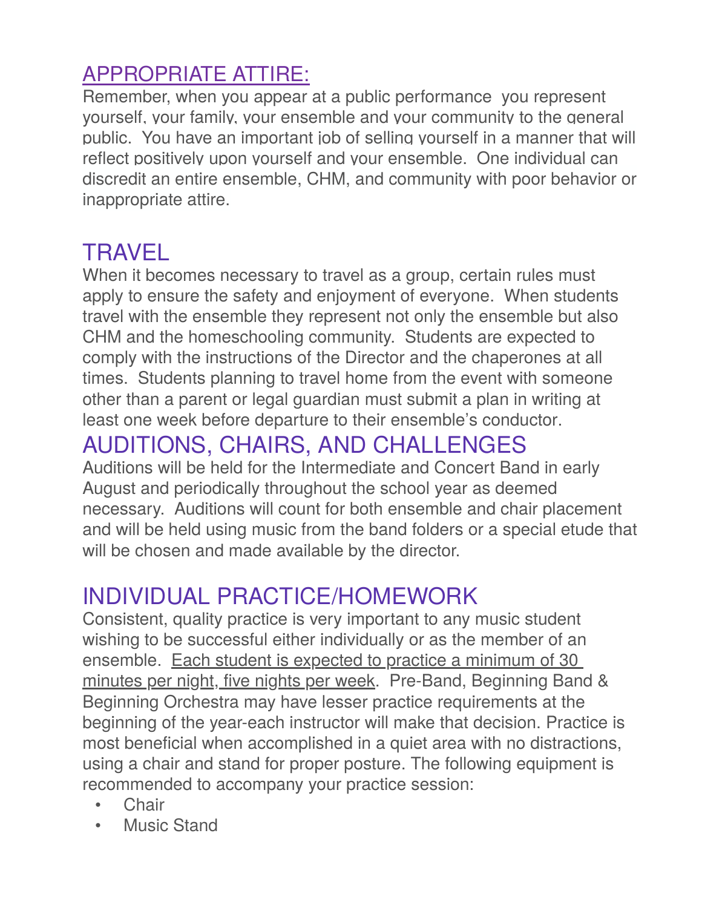## APPROPRIATE ATTIRE:

Remember, when you appear at a public performance you represent yourself, your family, your ensemble and your community to the general public. You have an important job of selling yourself in a manner that will reflect positively upon yourself and your ensemble. One individual can discredit an entire ensemble, CHM, and community with poor behavior or inappropriate attire.

## TRAVEL

When it becomes necessary to travel as a group, certain rules must apply to ensure the safety and enjoyment of everyone. When students travel with the ensemble they represent not only the ensemble but also CHM and the homeschooling community. Students are expected to comply with the instructions of the Director and the chaperones at all times. Students planning to travel home from the event with someone other than a parent or legal guardian must submit a plan in writing at least one week before departure to their ensemble's conductor.

## AUDITIONS, CHAIRS, AND CHALLENGES

Auditions will be held for the Intermediate and Concert Band in early August and periodically throughout the school year as deemed necessary. Auditions will count for both ensemble and chair placement and will be held using music from the band folders or a special etude that will be chosen and made available by the director.

## INDIVIDUAL PRACTICE/HOMEWORK

Consistent, quality practice is very important to any music student wishing to be successful either individually or as the member of an ensemble. <u>Each student is expected to practice a minimum of 30 minutes per night, five nights per week</u>. Pre-Band, Beginning Band & Beginning Orchestra may have lesser practice requirements at the beginning of the year-each instructor will make that decision. Practice is most beneficial when accomplished in a quiet area with no distractions, using a chair and stand for proper posture. The following equipment is recommended to accompany your practice session:

- Chair
- Music Stand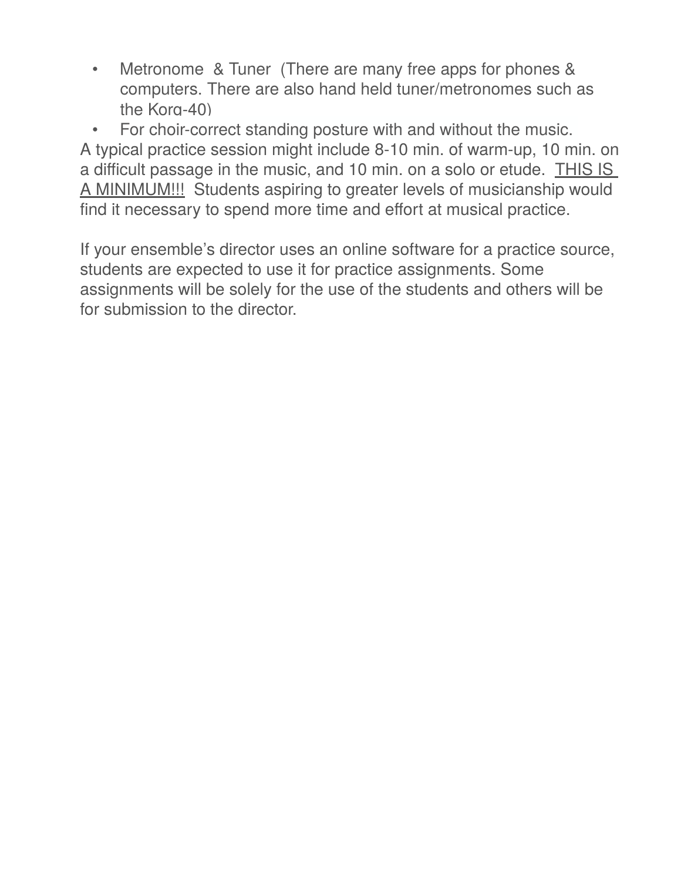- Metronome & Tuner (There are many free apps for phones & computers. There are also hand held tuner/metronomes such as the Korg-40)
- For choir-correct standing posture with and without the music.

A typical practice session might include 8-10 min. of warm-up, 10 min. on a difficult passage in the music, and 10 min. on a solo or etude. <u>THIS IS A MINIMUM!!!</u> Students aspiring to greater levels of musicianship would find it necessary to spend more time and effort at musical practice.

If your ensemble's director uses an online software for a practice source, students are expected to use it for practice assignments. Some assignments will be solely for the use of the students and others will be for submission to the director.